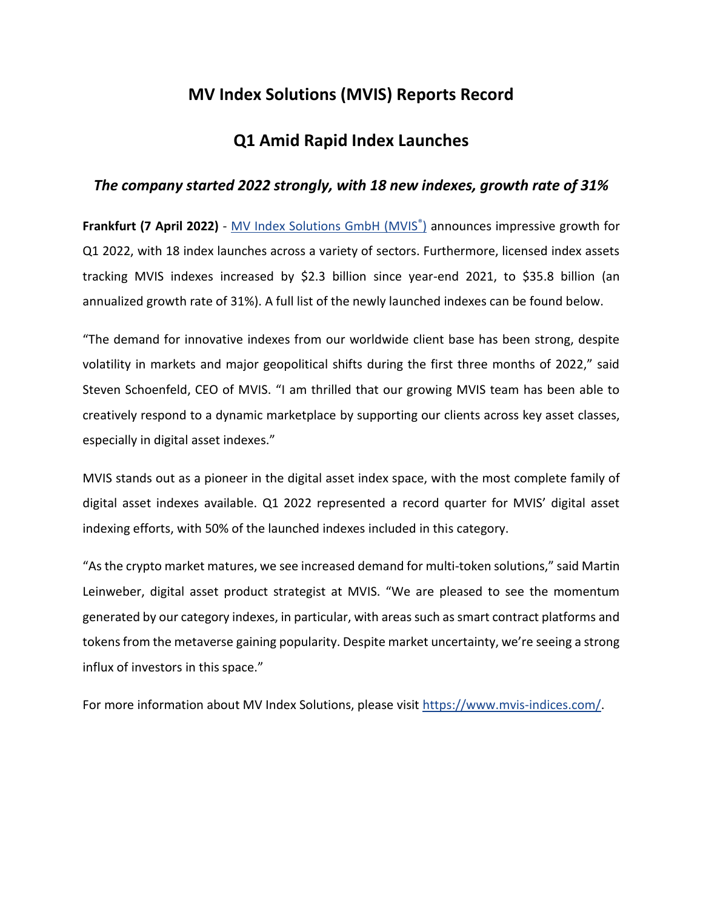# MV Index Solutions (MVIS) Reports Record Q1 Amid Rapid Index Launches

### *The company started 2022 strongly, with 18 new indexes, growth rate of 31%*

**Frankfurt (7 April 2022)** - [MV Index Solutions GmbH (MVIS®)](https://www.mvis-indices.com/) announces impressive growth for Q1 2022, with 18 index launches across a variety of sectors. Furthermore, licensed index assets tracking MVIS indexes increased by $2.3 billion since year-end 2021, to $35.8 billion (an annualized growth rate of 31%). A full list of the newly launched indexes can be found below.

"The demand for innovative indexes from our worldwide client base has been strong, despite volatility in markets and major geopolitical shifts during the first three months of 2022," said Steven Schoenfeld, CEO of MVIS. "I am thrilled that our growing MVIS team has been able to creatively respond to a dynamic marketplace by supporting our clients across key asset classes, especially in digital asset indexes."

MVIS stands out as a pioneer in the digital asset index space, with the most complete family of digital asset indexes available. Q1 2022 represented a record quarter for MVIS' digital asset indexing efforts, with 50% of the launched indexes included in this category.

"As the crypto market matures, we see increased demand for multi-token solutions," said Martin Leinweber, digital asset product strategist at MVIS. "We are pleased to see the momentum generated by our category indexes, in particular, with areas such as smart contract platforms and tokens from the metaverse gaining popularity. Despite market uncertainty, we're seeing a strong influx of investors in this space."

For more information about MV Index Solutions, please visit [https://www.mvis-indices.com/](https://www.mvis-indices.com/).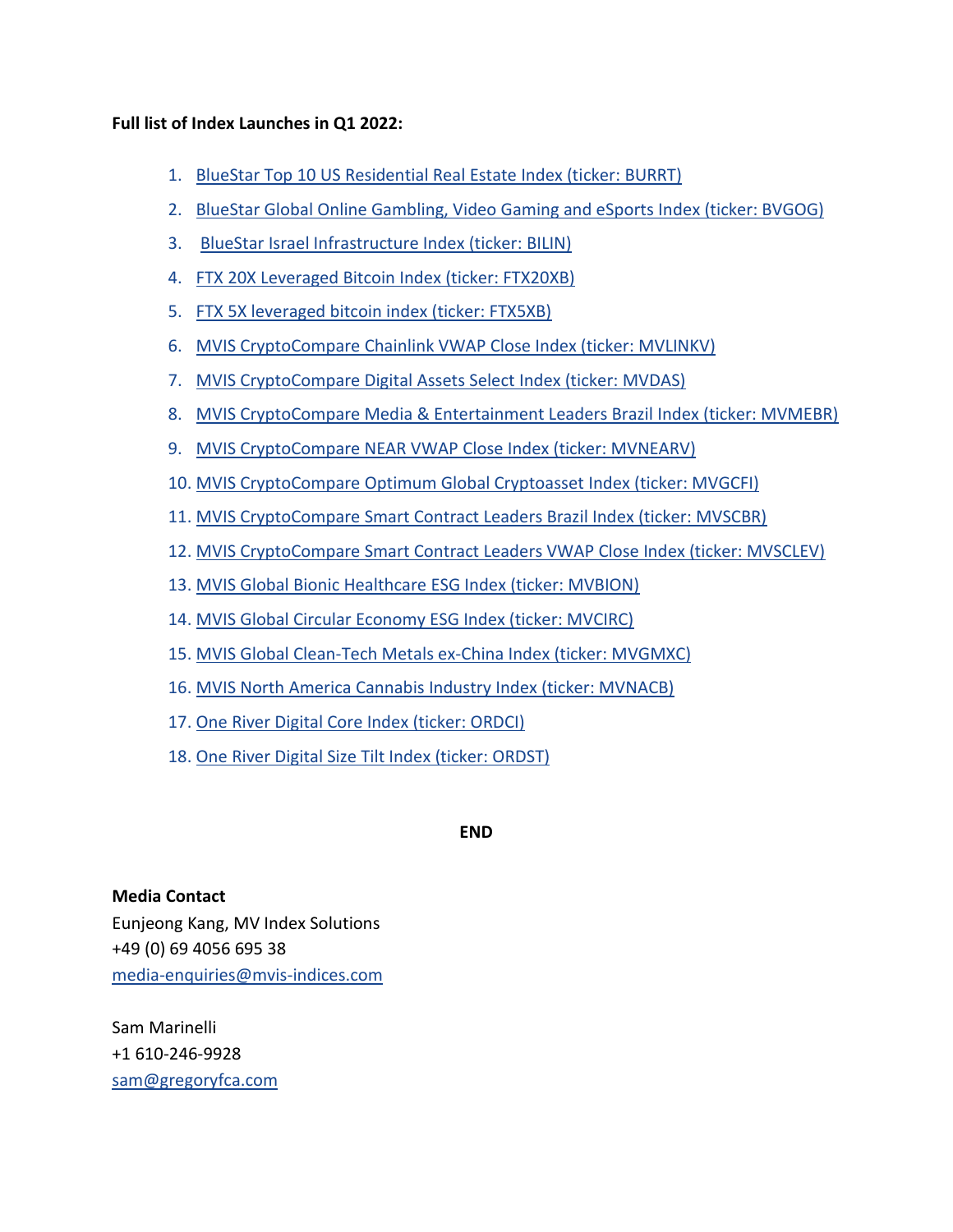**Full list of Index Launches in Q1 2022:**

1. BlueStar Top 10 US Residential Real Estate Index (ticker: BURRT)
2. BlueStar Global Online Gambling, Video Gaming and eSports Index (ticker: BVGOG)
3. BlueStar Israel Infrastructure Index (ticker: BILIN)
4. FTX 20X Leveraged Bitcoin Index (ticker: FTX20XB)
5. FTX 5X leveraged bitcoin index (ticker: FTX5XB)
6. MVIS CryptoCompare Chainlink VWAP Close Index (ticker: MVLINKV)
7. MVIS CryptoCompare Digital Assets Select Index (ticker: MVDAS)
8. MVIS CryptoCompare Media & Entertainment Leaders Brazil Index (ticker: MVMEBR)
9. MVIS CryptoCompare NEAR VWAP Close Index (ticker: MVNEARV)
10. MVIS CryptoCompare Optimum Global Cryptoasset Index (ticker: MVGCFI)
11. MVIS CryptoCompare Smart Contract Leaders Brazil Index (ticker: MVSCBR)
12. MVIS CryptoCompare Smart Contract Leaders VWAP Close Index (ticker: MVSCLEV)
13. MVIS Global Bionic Healthcare ESG Index (ticker: MVBION)
14. MVIS Global Circular Economy ESG Index (ticker: MVCIRC)
15. MVIS Global Clean-Tech Metals ex-China Index (ticker: MVGMXC)
16. MVIS North America Cannabis Industry Index (ticker: MVNACB)
17. One River Digital Core Index (ticker: ORDCI)
18. One River Digital Size Tilt Index (ticker: ORDST)

**END**

**Media Contact**
Eunjeong Kang, MV Index Solutions
+49 (0) 69 4056 695 38
media-enquiries@mvis-indices.com

Sam Marinelli
+1 610-246-9928
sam@gregoryfca.com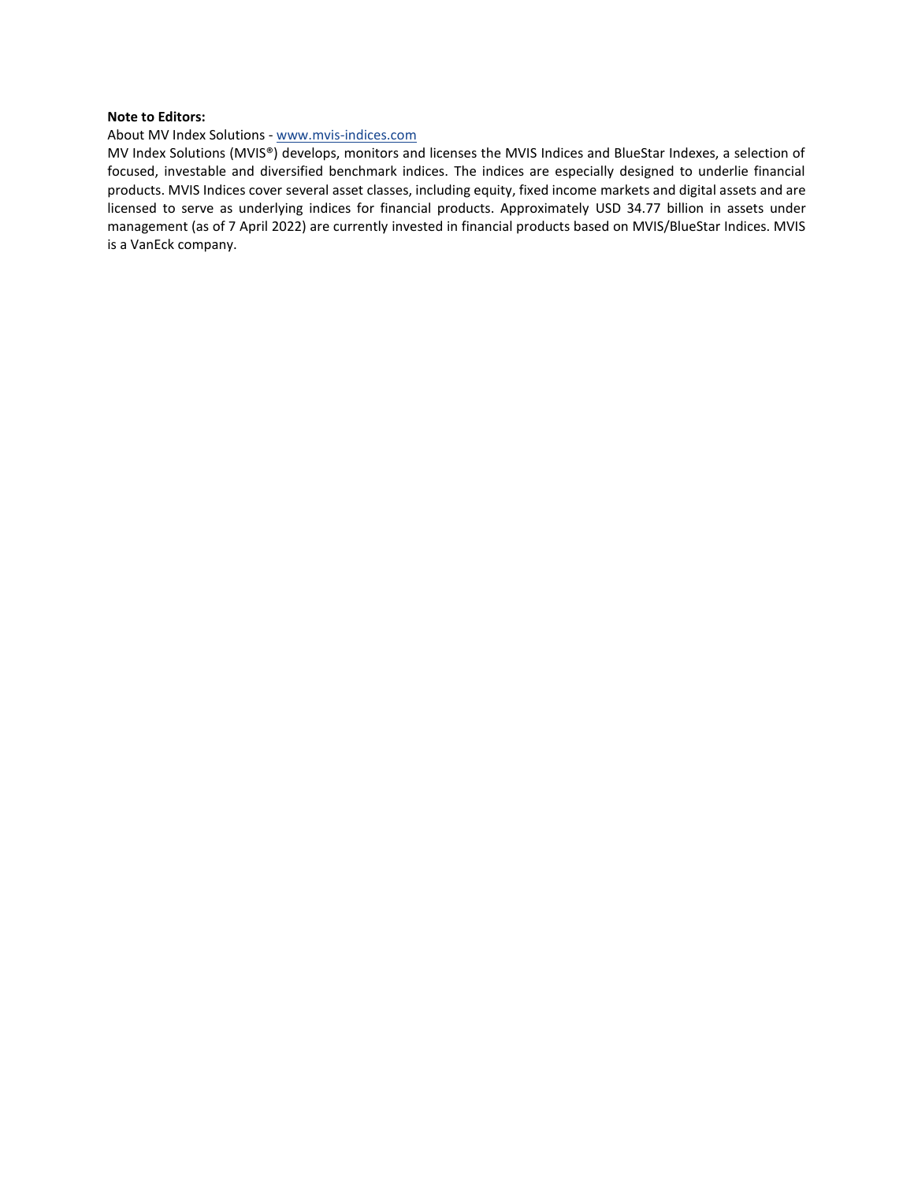**Note to Editors:**

About MV Index Solutions - [www.mvis-indices.com](http://www.mvis-indices.com)

MV Index Solutions (MVIS®) develops, monitors and licenses the MVIS Indices and BlueStar Indexes, a selection of focused, investable and diversified benchmark indices. The indices are especially designed to underlie financial products. MVIS Indices cover several asset classes, including equity, fixed income markets and digital assets and are licensed to serve as underlying indices for financial products. Approximately USD 34.77 billion in assets under management (as of 7 April 2022) are currently invested in financial products based on MVIS/BlueStar Indices. MVIS is a VanEck company.